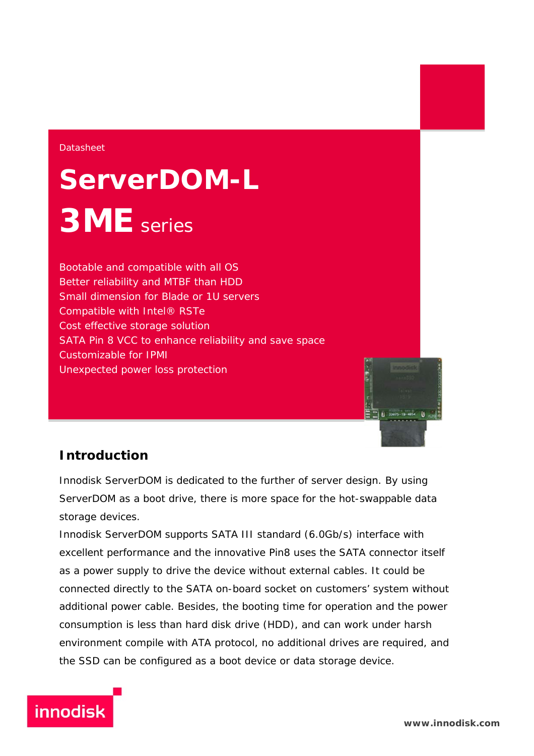Datasheet

# ServerDOM-L

# 3ME series

- Bootable and compatible with all OS
- Better reliability and MTBF than HDD
- Small dimension for Blade or 1U servers
- Compatible with Intel® RSTe
- Cost effective storage solution
- SATA Pin 8 VCC to enhance reliability and save space
- Customizable for IPMI
- Unexpected power loss protection

## Introduction

Innodisk ServerDOM is dedicated to the further of server design. By using ServerDOM as a boot drive, there is more space for the hot-swappable data storage devices.

Innodisk ServerDOM supports SATA III standard (6.0Gb/s) interface with excellent performance and the innovative Pin8 uses the SATA connector itself as a power supply to drive the device without external cables. It could be connected directly to the SATA on-board socket on customers' system without additional power cable. Besides, the booting time for operation and the power consumption is less than hard disk drive (HDD), and can work under harsh environment compile with ATA protocol, no additional drives are required, and the SSD can be configured as a boot device or data storage device.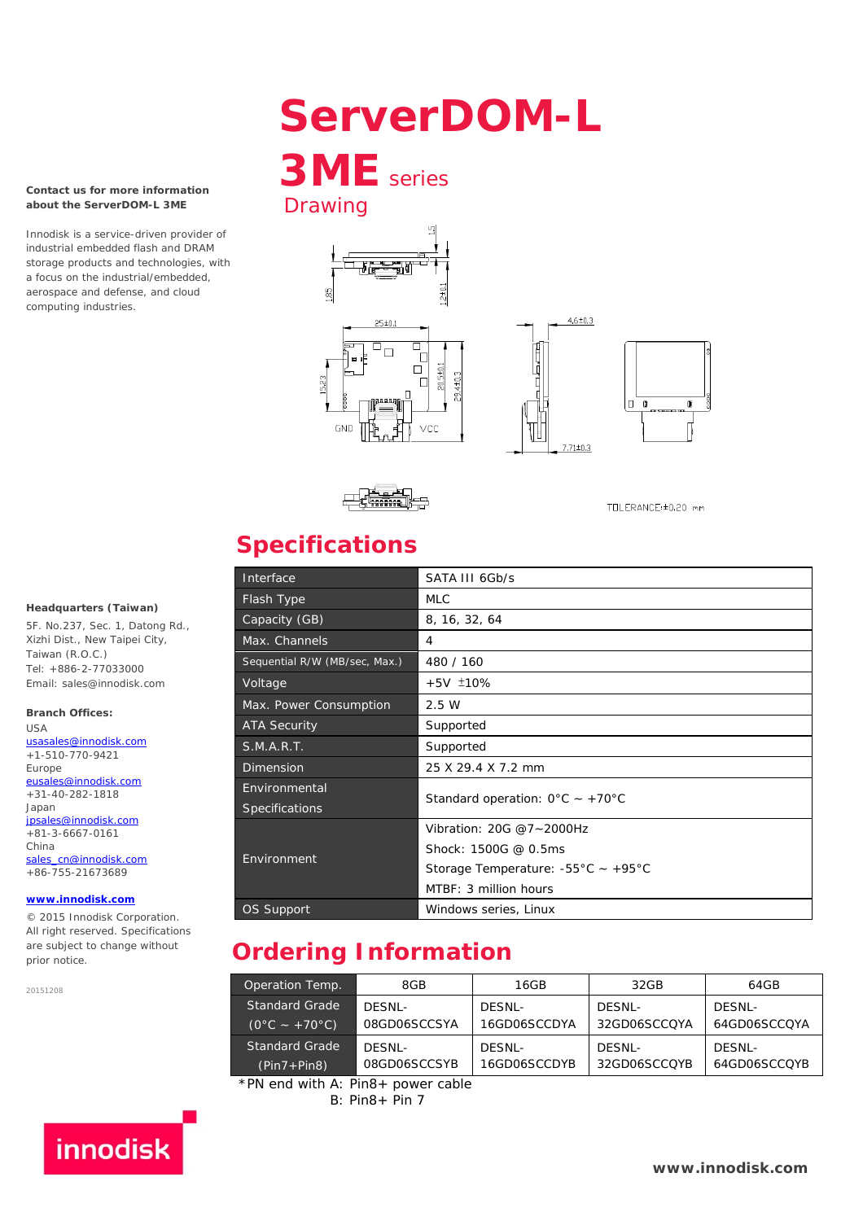# ServerDOM-L 3ME series

## Drawing

1.5

1.85

1.2±0.1

25±0.1

15.23

20.5±0.1

29.4±0.3

GND

VCC

4.6±0.3

7.71±0.3

TOLERANCE:±0.20 mm

**Contact us for more information about the ServerDOM-L 3ME**

Innodisk is a service-driven provider of industrial embedded flash and DRAM storage products and technologies, with a focus on the industrial/embedded, aerospace and defense, and cloud computing industries.

## Specifications

| | |
|---|---|
| Interface | SATA III 6Gb/s |
| Flash Type | MLC |
| Capacity (GB) | 8, 16, 32, 64 |
| Max. Channels | 4 |
| Sequential R/W (MB/sec, Max.) | 480 / 160 |
| Voltage | +5V ±10% |
| Max. Power Consumption | 2.5 W |
| ATA Security | Supported |
| S.M.A.R.T. | Supported |
| Dimension | 25 X 29.4 X 7.2 mm |
| Environmental Specifications | Standard operation: 0°C ~ +70°C |
| Environment | Vibration: 20G @7~2000Hz<br>Shock: 1500G @ 0.5ms<br>Storage Temperature: -55°C ~ +95°C<br>MTBF: 3 million hours |
| OS Support | Windows series, Linux |

## Ordering Information

| Operation Temp. | 8GB | 16GB | 32GB | 64GB |
|---|---|---|---|---|
| Standard Grade (0°C ~ +70°C) | DESNL-08GD06SCCSYA | DESNL-16GD06SCCDYA | DESNL-32GD06SCCQYA | DESNL-64GD06SCCQYA |
| Standard Grade (Pin7+Pin8) | DESNL-08GD06SCCSYB | DESNL-16GD06SCCDYB | DESNL-32GD06SCCQYB | DESNL-64GD06SCCQYB |

*PN end with A: Pin8+ power cable
B: Pin8+ Pin 7

**Headquarters (Taiwan)**

5F. No.237, Sec. 1, Datong Rd.,
Xizhi Dist., New Taipei City,
Taiwan (R.O.C.)
Tel: +886-2-77033000
Email: sales@innodisk.com

**Branch Offices:**

USA
usasales@innodisk.com
+1-510-770-9421
Europe
eusales@innodisk.com
+31-40-282-1818
Japan
jpsales@innodisk.com
+81-3-6667-0161
China
sales_cn@innodisk.com
+86-755-21673689

**www.innodisk.com**

© 2015 Innodisk Corporation.
All right reserved. Specifications are subject to change without prior notice.

20151208

innodisk

www.innodisk.com